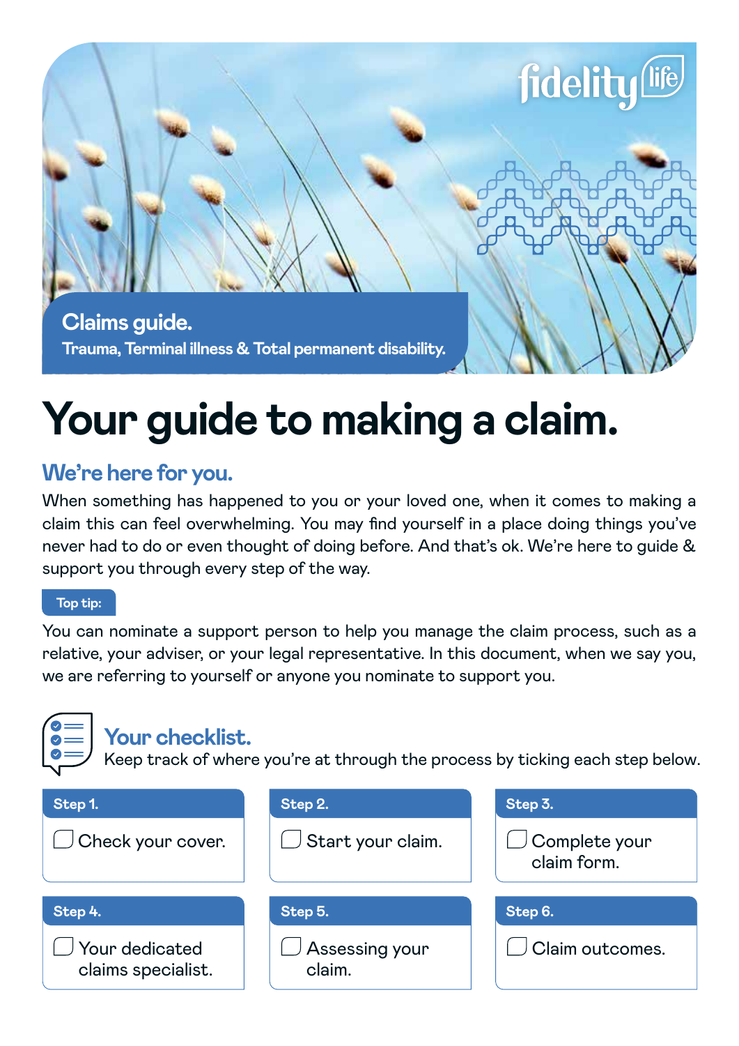fidelity life

**Claims guide.**
**Trauma, Terminal illness & Total permanent disability.**

# Your guide to making a claim.

## We're here for you.

When something has happened to you or your loved one, when it comes to making a claim this can feel overwhelming. You may find yourself in a place doing things you've never had to do or even thought of doing before. And that's ok. We're here to guide & support you through every step of the way.

**Top tip:**

You can nominate a support person to help you manage the claim process, such as a relative, your adviser, or your legal representative. In this document, when we say you, we are referring to yourself or anyone you nominate to support you.

## Your checklist.

Keep track of where you're at through the process by ticking each step below.

| Step 1. | Step 2. | Step 3. |
|---|---|---|
| ☐ Check your cover. | ☐ Start your claim. | ☐ Complete your claim form. |

| Step 4. | Step 5. | Step 6. |
|---|---|---|
| ☐ Your dedicated claims specialist. | ☐ Assessing your claim. | ☐ Claim outcomes. |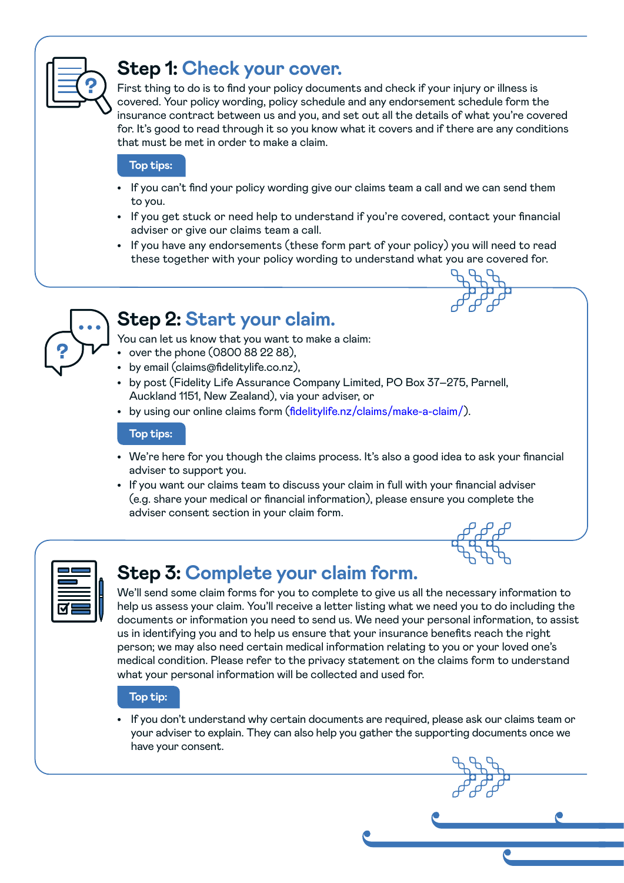## Step 1: Check your cover.

First thing to do is to find your policy documents and check if your injury or illness is covered. Your policy wording, policy schedule and any endorsement schedule form the insurance contract between us and you, and set out all the details of what you're covered for. It's good to read through it so you know what it covers and if there are any conditions that must be met in order to make a claim.

**Top tips:**

- If you can't find your policy wording give our claims team a call and we can send them to you.
- If you get stuck or need help to understand if you're covered, contact your financial adviser or give our claims team a call.
- If you have any endorsements (these form part of your policy) you will need to read these together with your policy wording to understand what you are covered for.

## Step 2: Start your claim.

You can let us know that you want to make a claim:

- over the phone (0800 88 22 88),
- by email (claims@fidelitylife.co.nz),
- by post (Fidelity Life Assurance Company Limited, PO Box 37–275, Parnell, Auckland 1151, New Zealand), via your adviser, or
- by using our online claims form (fidelitylife.nz/claims/make-a-claim/).

**Top tips:**

- We're here for you though the claims process. It's also a good idea to ask your financial adviser to support you.
- If you want our claims team to discuss your claim in full with your financial adviser (e.g. share your medical or financial information), please ensure you complete the adviser consent section in your claim form.

## Step 3: Complete your claim form.

We'll send some claim forms for you to complete to give us all the necessary information to help us assess your claim. You'll receive a letter listing what we need you to do including the documents or information you need to send us. We need your personal information, to assist us in identifying you and to help us ensure that your insurance benefits reach the right person; we may also need certain medical information relating to you or your loved one's medical condition. Please refer to the privacy statement on the claims form to understand what your personal information will be collected and used for.

**Top tip:**

- If you don't understand why certain documents are required, please ask our claims team or your adviser to explain. They can also help you gather the supporting documents once we have your consent.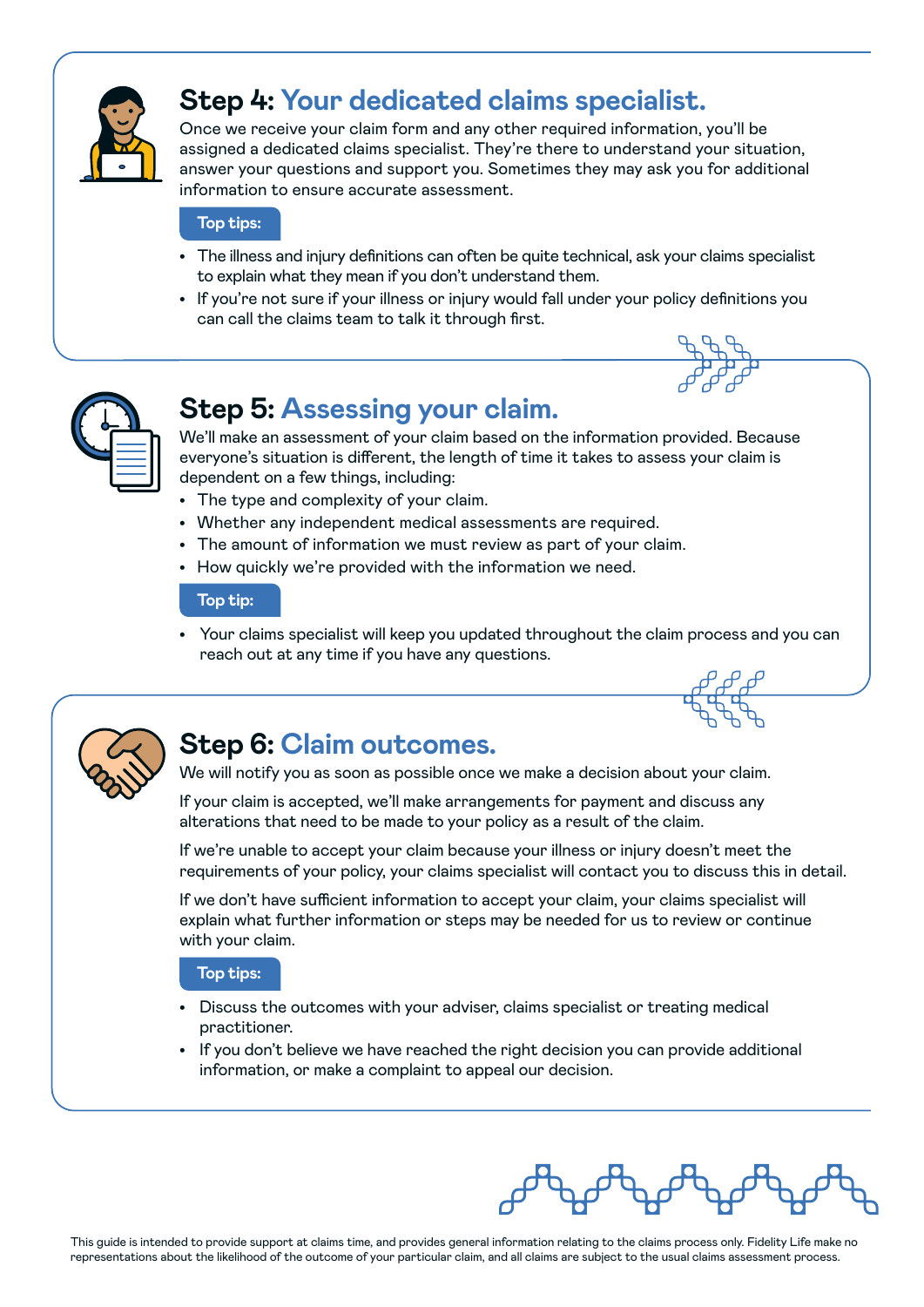## Step 4: Your dedicated claims specialist.

Once we receive your claim form and any other required information, you'll be assigned a dedicated claims specialist. They're there to understand your situation, answer your questions and support you. Sometimes they may ask you for additional information to ensure accurate assessment.

**Top tips:**

- The illness and injury definitions can often be quite technical, ask your claims specialist to explain what they mean if you don't understand them.
- If you're not sure if your illness or injury would fall under your policy definitions you can call the claims team to talk it through first.

## Step 5: Assessing your claim.

We'll make an assessment of your claim based on the information provided. Because everyone's situation is different, the length of time it takes to assess your claim is dependent on a few things, including:

- The type and complexity of your claim.
- Whether any independent medical assessments are required.
- The amount of information we must review as part of your claim.
- How quickly we're provided with the information we need.

**Top tip:**

- Your claims specialist will keep you updated throughout the claim process and you can reach out at any time if you have any questions.

## Step 6: Claim outcomes.

We will notify you as soon as possible once we make a decision about your claim.

If your claim is accepted, we'll make arrangements for payment and discuss any alterations that need to be made to your policy as a result of the claim.

If we're unable to accept your claim because your illness or injury doesn't meet the requirements of your policy, your claims specialist will contact you to discuss this in detail.

If we don't have sufficient information to accept your claim, your claims specialist will explain what further information or steps may be needed for us to review or continue with your claim.

**Top tips:**

- Discuss the outcomes with your adviser, claims specialist or treating medical practitioner.
- If you don't believe we have reached the right decision you can provide additional information, or make a complaint to appeal our decision.

This guide is intended to provide support at claims time, and provides general information relating to the claims process only. Fidelity Life make no representations about the likelihood of the outcome of your particular claim, and all claims are subject to the usual claims assessment process.